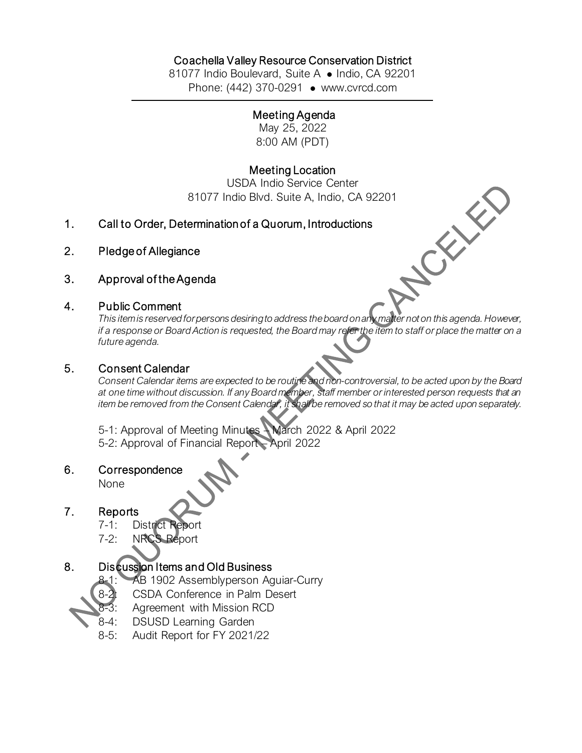# Coachella Valley Resource Conservation District

81077 Indio Boulevard, Suite A ● Indio, CA 92201
Phone: (442) 370-0291 ● www.cvrcd.com

## Meeting Agenda

May 25, 2022
8:00 AM (PDT)

## Meeting Location

USDA Indio Service Center
81077 Indio Blvd. Suite A, Indio, CA 92201

NO QUORUM - MEETING CANCELED

1. **Call to Order, Determination of a Quorum, Introductions**

2. **Pledge of Allegiance**

3. **Approval of the Agenda**

4. **Public Comment**

   *This item is reserved for persons desiring to address the board on any matter not on this agenda. However, if a response or Board Action is requested, the Board may refer the item to staff or place the matter on a future agenda.*

5. **Consent Calendar**

   *Consent Calendar items are expected to be routine and non-controversial, to be acted upon by the Board at one time without discussion. If any Board member, staff member or interested person requests that an item be removed from the Consent Calendar, it shall be removed so that it may be acted upon separately.*

   5-1: Approval of Meeting Minutes – March 2022 & April 2022
   5-2: Approval of Financial Report – April 2022

6. **Correspondence**

   None

7. **Reports**

   7-1: District Report
   7-2: NRCS Report

8. **Discussion Items and Old Business**

   8-1: AB 1902 Assemblyperson Aguiar-Curry
   8-2: CSDA Conference in Palm Desert
   8-3: Agreement with Mission RCD
   8-4: DSUSD Learning Garden
   8-5: Audit Report for FY 2021/22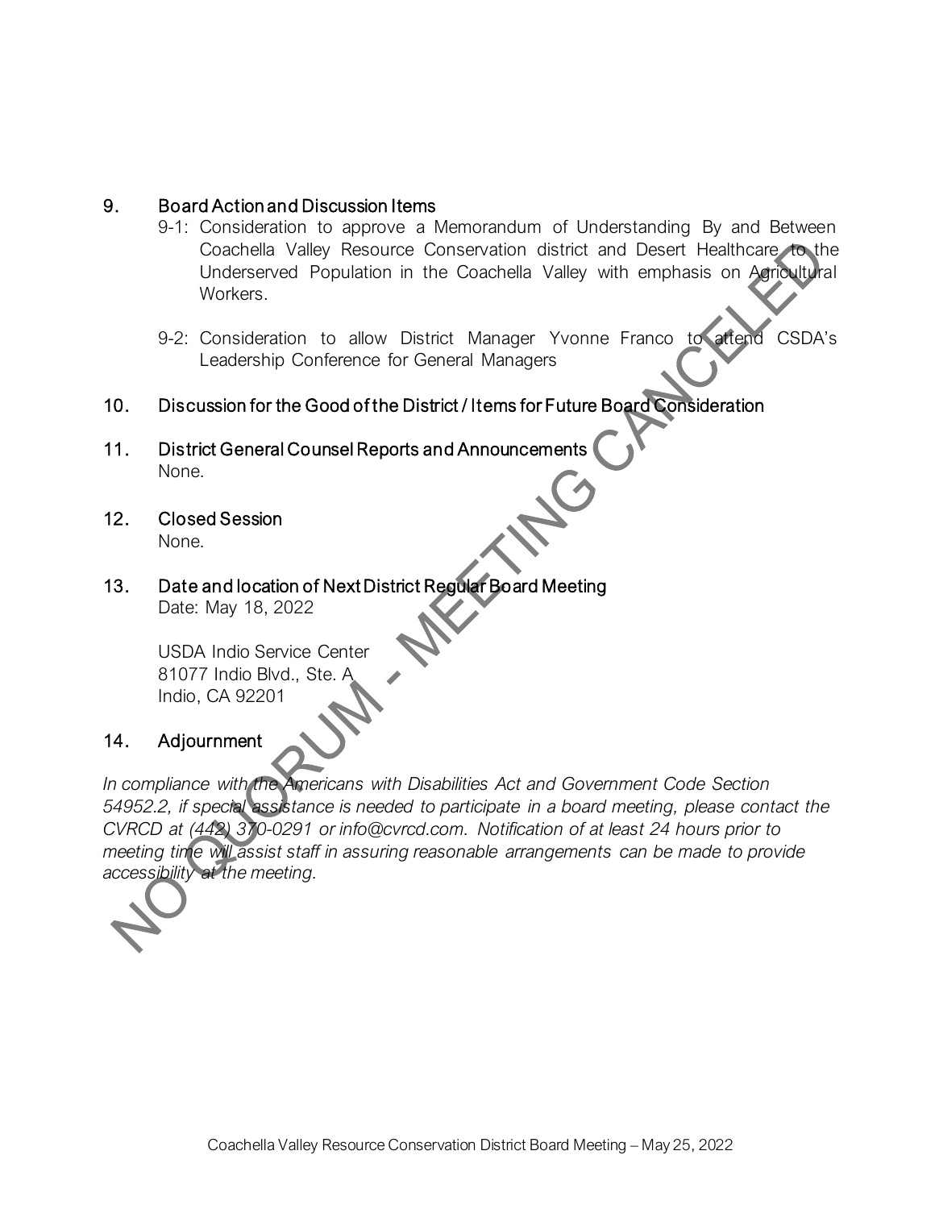## 9. Board Action and Discussion Items

9-1: Consideration to approve a Memorandum of Understanding By and Between Coachella Valley Resource Conservation district and Desert Healthcare to the Underserved Population in the Coachella Valley with emphasis on Agricultural Workers.

9-2: Consideration to allow District Manager Yvonne Franco to attend CSDA's Leadership Conference for General Managers

## 10. Discussion for the Good of the District / Items for Future Board Consideration

## 11. District General Counsel Reports and Announcements

None.

## 12. Closed Session

None.

## 13. Date and location of Next District Regular Board Meeting

Date: May 18, 2022

USDA Indio Service Center
81077 Indio Blvd., Ste. A
Indio, CA 92201

## 14. Adjournment

*In compliance with the Americans with Disabilities Act and Government Code Section 54952.2, if special assistance is needed to participate in a board meeting, please contact the CVRCD at (442) 370-0291 or info@cvrcd.com. Notification of at least 24 hours prior to meeting time will assist staff in assuring reasonable arrangements can be made to provide accessibility at the meeting.*

NO QUORUM - MEETING CANCELED